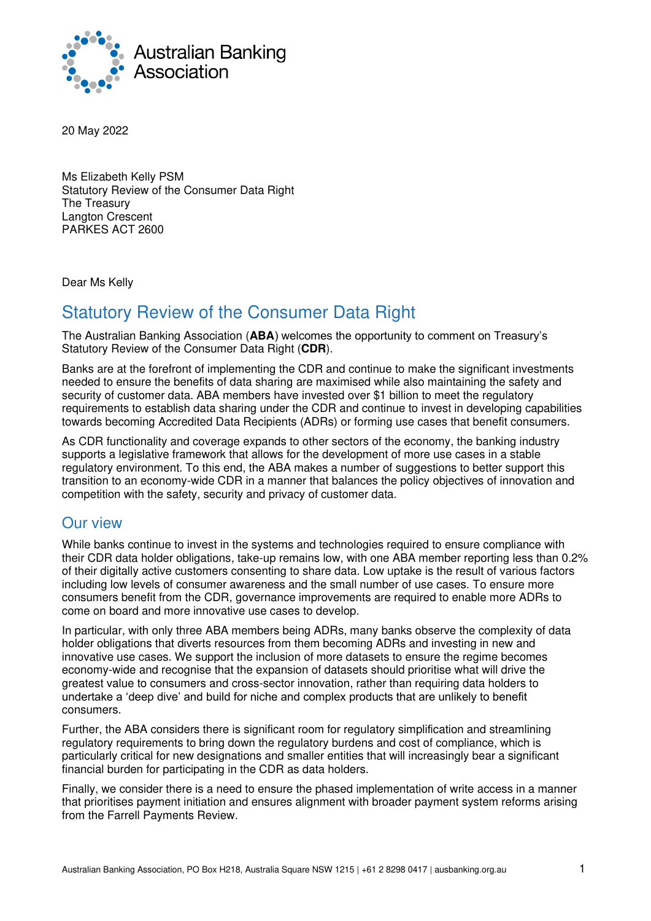Australian Banking Association

20 May 2022

Ms Elizabeth Kelly PSM
Statutory Review of the Consumer Data Right
The Treasury
Langton Crescent
PARKES ACT 2600

Dear Ms Kelly

# Statutory Review of the Consumer Data Right

The Australian Banking Association (**ABA**) welcomes the opportunity to comment on Treasury's Statutory Review of the Consumer Data Right (**CDR**).

Banks are at the forefront of implementing the CDR and continue to make the significant investments needed to ensure the benefits of data sharing are maximised while also maintaining the safety and security of customer data. ABA members have invested over $1 billion to meet the regulatory requirements to establish data sharing under the CDR and continue to invest in developing capabilities towards becoming Accredited Data Recipients (ADRs) or forming use cases that benefit consumers.

As CDR functionality and coverage expands to other sectors of the economy, the banking industry supports a legislative framework that allows for the development of more use cases in a stable regulatory environment. To this end, the ABA makes a number of suggestions to better support this transition to an economy-wide CDR in a manner that balances the policy objectives of innovation and competition with the safety, security and privacy of customer data.

## Our view

While banks continue to invest in the systems and technologies required to ensure compliance with their CDR data holder obligations, take-up remains low, with one ABA member reporting less than 0.2% of their digitally active customers consenting to share data. Low uptake is the result of various factors including low levels of consumer awareness and the small number of use cases. To ensure more consumers benefit from the CDR, governance improvements are required to enable more ADRs to come on board and more innovative use cases to develop.

In particular, with only three ABA members being ADRs, many banks observe the complexity of data holder obligations that diverts resources from them becoming ADRs and investing in new and innovative use cases. We support the inclusion of more datasets to ensure the regime becomes economy-wide and recognise that the expansion of datasets should prioritise what will drive the greatest value to consumers and cross-sector innovation, rather than requiring data holders to undertake a 'deep dive' and build for niche and complex products that are unlikely to benefit consumers.

Further, the ABA considers there is significant room for regulatory simplification and streamlining regulatory requirements to bring down the regulatory burdens and cost of compliance, which is particularly critical for new designations and smaller entities that will increasingly bear a significant financial burden for participating in the CDR as data holders.

Finally, we consider there is a need to ensure the phased implementation of write access in a manner that prioritises payment initiation and ensures alignment with broader payment system reforms arising from the Farrell Payments Review.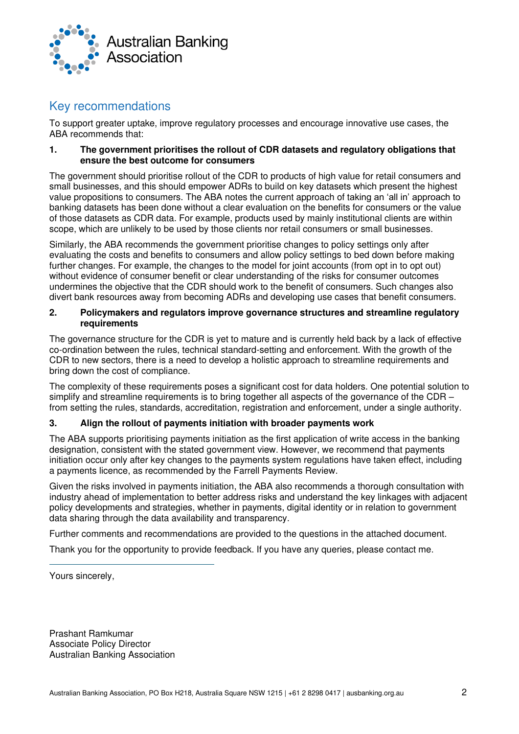## Key recommendations

To support greater uptake, improve regulatory processes and encourage innovative use cases, the ABA recommends that:

**1. The government prioritises the rollout of CDR datasets and regulatory obligations that ensure the best outcome for consumers**

The government should prioritise rollout of the CDR to products of high value for retail consumers and small businesses, and this should empower ADRs to build on key datasets which present the highest value propositions to consumers. The ABA notes the current approach of taking an 'all in' approach to banking datasets has been done without a clear evaluation on the benefits for consumers or the value of those datasets as CDR data. For example, products used by mainly institutional clients are within scope, which are unlikely to be used by those clients nor retail consumers or small businesses.

Similarly, the ABA recommends the government prioritise changes to policy settings only after evaluating the costs and benefits to consumers and allow policy settings to bed down before making further changes. For example, the changes to the model for joint accounts (from opt in to opt out) without evidence of consumer benefit or clear understanding of the risks for consumer outcomes undermines the objective that the CDR should work to the benefit of consumers. Such changes also divert bank resources away from becoming ADRs and developing use cases that benefit consumers.

**2. Policymakers and regulators improve governance structures and streamline regulatory requirements**

The governance structure for the CDR is yet to mature and is currently held back by a lack of effective co-ordination between the rules, technical standard-setting and enforcement. With the growth of the CDR to new sectors, there is a need to develop a holistic approach to streamline requirements and bring down the cost of compliance.

The complexity of these requirements poses a significant cost for data holders. One potential solution to simplify and streamline requirements is to bring together all aspects of the governance of the CDR – from setting the rules, standards, accreditation, registration and enforcement, under a single authority.

**3. Align the rollout of payments initiation with broader payments work**

The ABA supports prioritising payments initiation as the first application of write access in the banking designation, consistent with the stated government view. However, we recommend that payments initiation occur only after key changes to the payments system regulations have taken effect, including a payments licence, as recommended by the Farrell Payments Review.

Given the risks involved in payments initiation, the ABA also recommends a thorough consultation with industry ahead of implementation to better address risks and understand the key linkages with adjacent policy developments and strategies, whether in payments, digital identity or in relation to government data sharing through the data availability and transparency.

Further comments and recommendations are provided to the questions in the attached document.

Thank you for the opportunity to provide feedback. If you have any queries, please contact me.

---

Yours sincerely,

Prashant Ramkumar  
Associate Policy Director  
Australian Banking Association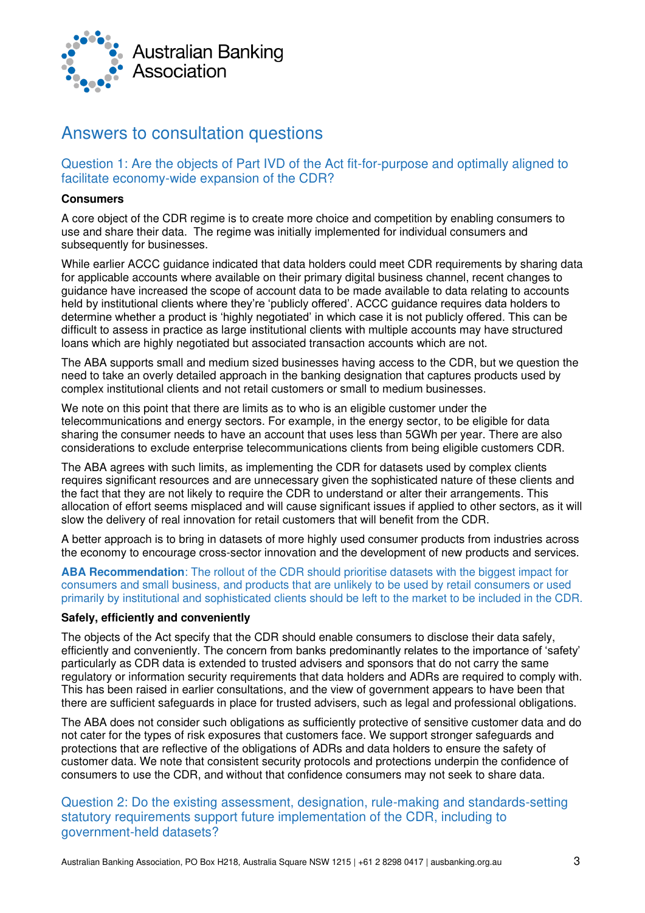# Answers to consultation questions

## Question 1: Are the objects of Part IVD of the Act fit-for-purpose and optimally aligned to facilitate economy-wide expansion of the CDR?

**Consumers**

A core object of the CDR regime is to create more choice and competition by enabling consumers to use and share their data. The regime was initially implemented for individual consumers and subsequently for businesses.

While earlier ACCC guidance indicated that data holders could meet CDR requirements by sharing data for applicable accounts where available on their primary digital business channel, recent changes to guidance have increased the scope of account data to be made available to data relating to accounts held by institutional clients where they're 'publicly offered'. ACCC guidance requires data holders to determine whether a product is 'highly negotiated' in which case it is not publicly offered. This can be difficult to assess in practice as large institutional clients with multiple accounts may have structured loans which are highly negotiated but associated transaction accounts which are not.

The ABA supports small and medium sized businesses having access to the CDR, but we question the need to take an overly detailed approach in the banking designation that captures products used by complex institutional clients and not retail customers or small to medium businesses.

We note on this point that there are limits as to who is an eligible customer under the telecommunications and energy sectors. For example, in the energy sector, to be eligible for data sharing the consumer needs to have an account that uses less than 5GWh per year. There are also considerations to exclude enterprise telecommunications clients from being eligible customers CDR.

The ABA agrees with such limits, as implementing the CDR for datasets used by complex clients requires significant resources and are unnecessary given the sophisticated nature of these clients and the fact that they are not likely to require the CDR to understand or alter their arrangements. This allocation of effort seems misplaced and will cause significant issues if applied to other sectors, as it will slow the delivery of real innovation for retail customers that will benefit from the CDR.

A better approach is to bring in datasets of more highly used consumer products from industries across the economy to encourage cross-sector innovation and the development of new products and services.

**ABA Recommendation**: The rollout of the CDR should prioritise datasets with the biggest impact for consumers and small business, and products that are unlikely to be used by retail consumers or used primarily by institutional and sophisticated clients should be left to the market to be included in the CDR.

**Safely, efficiently and conveniently**

The objects of the Act specify that the CDR should enable consumers to disclose their data safely, efficiently and conveniently. The concern from banks predominantly relates to the importance of 'safety' particularly as CDR data is extended to trusted advisers and sponsors that do not carry the same regulatory or information security requirements that data holders and ADRs are required to comply with. This has been raised in earlier consultations, and the view of government appears to have been that there are sufficient safeguards in place for trusted advisers, such as legal and professional obligations.

The ABA does not consider such obligations as sufficiently protective of sensitive customer data and do not cater for the types of risk exposures that customers face. We support stronger safeguards and protections that are reflective of the obligations of ADRs and data holders to ensure the safety of customer data. We note that consistent security protocols and protections underpin the confidence of consumers to use the CDR, and without that confidence consumers may not seek to share data.

## Question 2: Do the existing assessment, designation, rule-making and standards-setting statutory requirements support future implementation of the CDR, including to government-held datasets?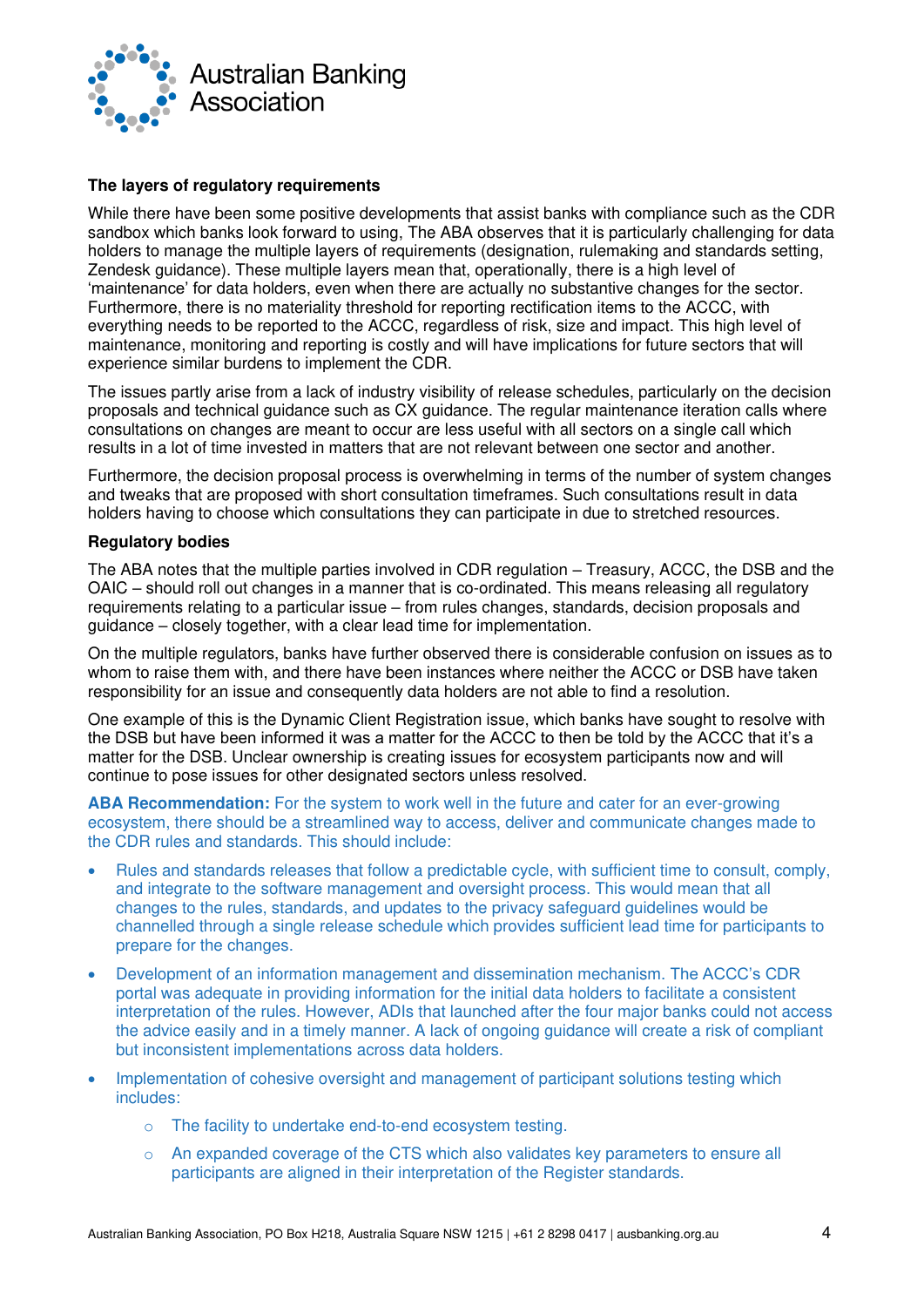**The layers of regulatory requirements**

While there have been some positive developments that assist banks with compliance such as the CDR sandbox which banks look forward to using, The ABA observes that it is particularly challenging for data holders to manage the multiple layers of requirements (designation, rulemaking and standards setting, Zendesk guidance). These multiple layers mean that, operationally, there is a high level of 'maintenance' for data holders, even when there are actually no substantive changes for the sector. Furthermore, there is no materiality threshold for reporting rectification items to the ACCC, with everything needs to be reported to the ACCC, regardless of risk, size and impact. This high level of maintenance, monitoring and reporting is costly and will have implications for future sectors that will experience similar burdens to implement the CDR.

The issues partly arise from a lack of industry visibility of release schedules, particularly on the decision proposals and technical guidance such as CX guidance. The regular maintenance iteration calls where consultations on changes are meant to occur are less useful with all sectors on a single call which results in a lot of time invested in matters that are not relevant between one sector and another.

Furthermore, the decision proposal process is overwhelming in terms of the number of system changes and tweaks that are proposed with short consultation timeframes. Such consultations result in data holders having to choose which consultations they can participate in due to stretched resources.

**Regulatory bodies**

The ABA notes that the multiple parties involved in CDR regulation – Treasury, ACCC, the DSB and the OAIC – should roll out changes in a manner that is co-ordinated. This means releasing all regulatory requirements relating to a particular issue – from rules changes, standards, decision proposals and guidance – closely together, with a clear lead time for implementation.

On the multiple regulators, banks have further observed there is considerable confusion on issues as to whom to raise them with, and there have been instances where neither the ACCC or DSB have taken responsibility for an issue and consequently data holders are not able to find a resolution.

One example of this is the Dynamic Client Registration issue, which banks have sought to resolve with the DSB but have been informed it was a matter for the ACCC to then be told by the ACCC that it's a matter for the DSB. Unclear ownership is creating issues for ecosystem participants now and will continue to pose issues for other designated sectors unless resolved.

**ABA Recommendation:** For the system to work well in the future and cater for an ever-growing ecosystem, there should be a streamlined way to access, deliver and communicate changes made to the CDR rules and standards. This should include:

- Rules and standards releases that follow a predictable cycle, with sufficient time to consult, comply, and integrate to the software management and oversight process. This would mean that all changes to the rules, standards, and updates to the privacy safeguard guidelines would be channelled through a single release schedule which provides sufficient lead time for participants to prepare for the changes.
- Development of an information management and dissemination mechanism. The ACCC's CDR portal was adequate in providing information for the initial data holders to facilitate a consistent interpretation of the rules. However, ADIs that launched after the four major banks could not access the advice easily and in a timely manner. A lack of ongoing guidance will create a risk of compliant but inconsistent implementations across data holders.
- Implementation of cohesive oversight and management of participant solutions testing which includes:
  - The facility to undertake end-to-end ecosystem testing.
  - An expanded coverage of the CTS which also validates key parameters to ensure all participants are aligned in their interpretation of the Register standards.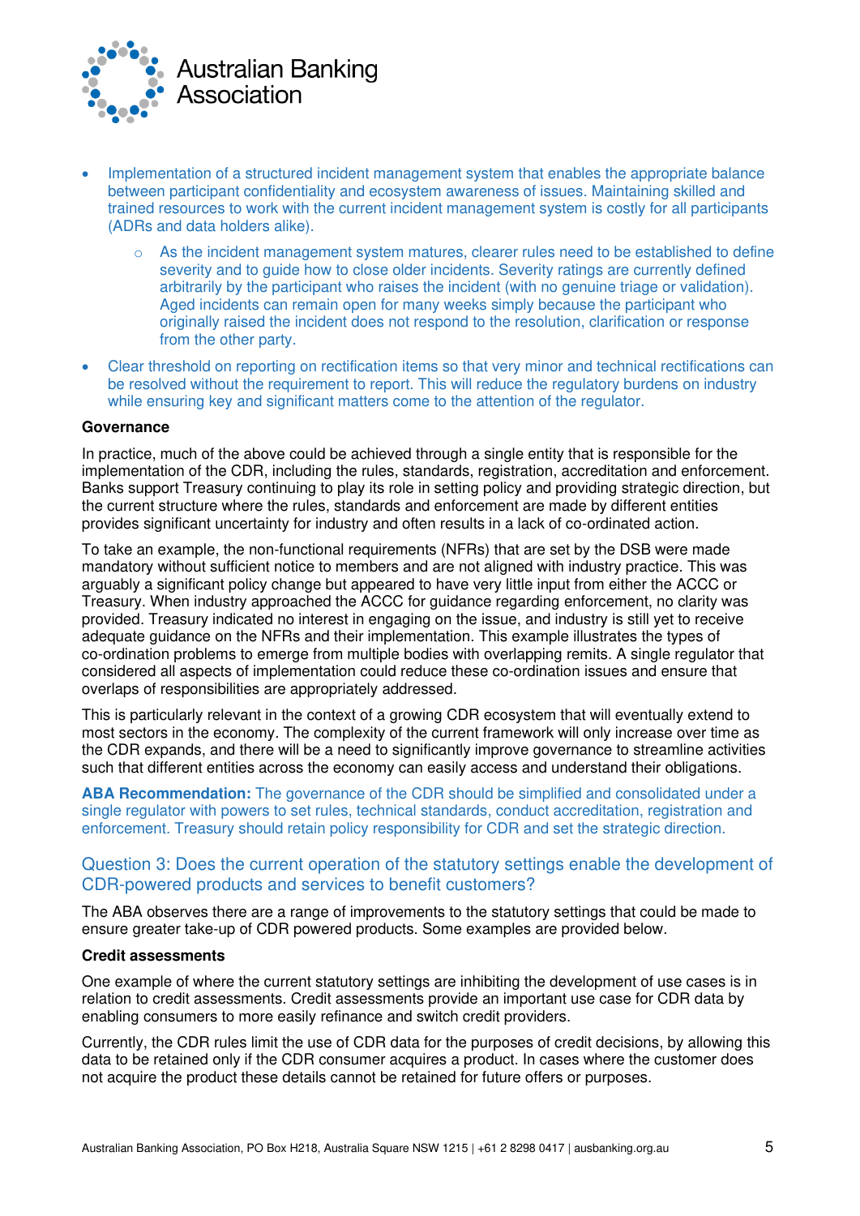- Implementation of a structured incident management system that enables the appropriate balance between participant confidentiality and ecosystem awareness of issues. Maintaining skilled and trained resources to work with the current incident management system is costly for all participants (ADRs and data holders alike).
  - As the incident management system matures, clearer rules need to be established to define severity and to guide how to close older incidents. Severity ratings are currently defined arbitrarily by the participant who raises the incident (with no genuine triage or validation). Aged incidents can remain open for many weeks simply because the participant who originally raised the incident does not respond to the resolution, clarification or response from the other party.
- Clear threshold on reporting on rectification items so that very minor and technical rectifications can be resolved without the requirement to report. This will reduce the regulatory burdens on industry while ensuring key and significant matters come to the attention of the regulator.

**Governance**

In practice, much of the above could be achieved through a single entity that is responsible for the implementation of the CDR, including the rules, standards, registration, accreditation and enforcement. Banks support Treasury continuing to play its role in setting policy and providing strategic direction, but the current structure where the rules, standards and enforcement are made by different entities provides significant uncertainty for industry and often results in a lack of co-ordinated action.

To take an example, the non-functional requirements (NFRs) that are set by the DSB were made mandatory without sufficient notice to members and are not aligned with industry practice. This was arguably a significant policy change but appeared to have very little input from either the ACCC or Treasury. When industry approached the ACCC for guidance regarding enforcement, no clarity was provided. Treasury indicated no interest in engaging on the issue, and industry is still yet to receive adequate guidance on the NFRs and their implementation. This example illustrates the types of co-ordination problems to emerge from multiple bodies with overlapping remits. A single regulator that considered all aspects of implementation could reduce these co-ordination issues and ensure that overlaps of responsibilities are appropriately addressed.

This is particularly relevant in the context of a growing CDR ecosystem that will eventually extend to most sectors in the economy. The complexity of the current framework will only increase over time as the CDR expands, and there will be a need to significantly improve governance to streamline activities such that different entities across the economy can easily access and understand their obligations.

**ABA Recommendation:** The governance of the CDR should be simplified and consolidated under a single regulator with powers to set rules, technical standards, conduct accreditation, registration and enforcement. Treasury should retain policy responsibility for CDR and set the strategic direction.

## Question 3: Does the current operation of the statutory settings enable the development of CDR-powered products and services to benefit customers?

The ABA observes there are a range of improvements to the statutory settings that could be made to ensure greater take-up of CDR powered products. Some examples are provided below.

**Credit assessments**

One example of where the current statutory settings are inhibiting the development of use cases is in relation to credit assessments. Credit assessments provide an important use case for CDR data by enabling consumers to more easily refinance and switch credit providers.

Currently, the CDR rules limit the use of CDR data for the purposes of credit decisions, by allowing this data to be retained only if the CDR consumer acquires a product. In cases where the customer does not acquire the product these details cannot be retained for future offers or purposes.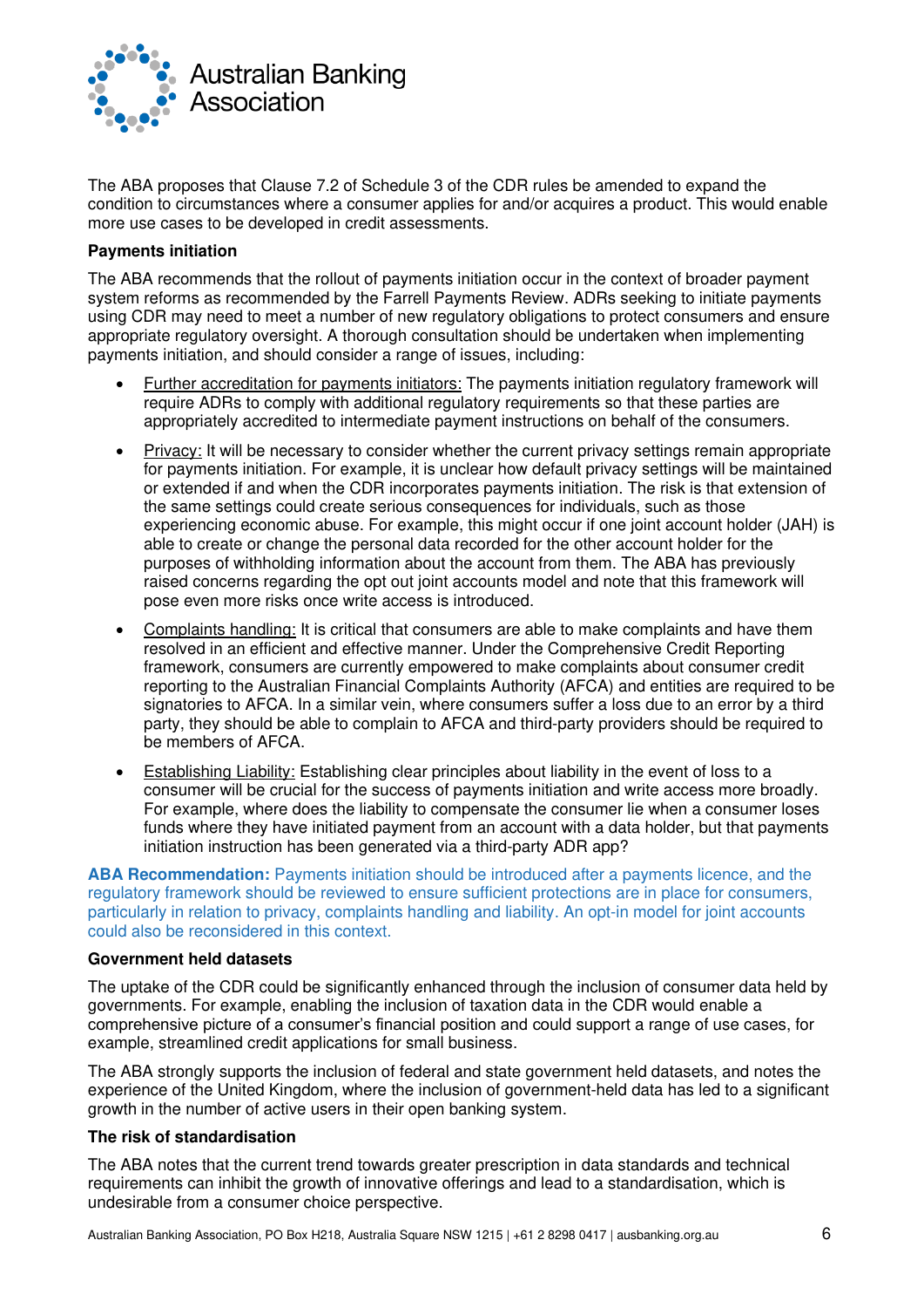The ABA proposes that Clause 7.2 of Schedule 3 of the CDR rules be amended to expand the condition to circumstances where a consumer applies for and/or acquires a product. This would enable more use cases to be developed in credit assessments.

**Payments initiation**

The ABA recommends that the rollout of payments initiation occur in the context of broader payment system reforms as recommended by the Farrell Payments Review. ADRs seeking to initiate payments using CDR may need to meet a number of new regulatory obligations to protect consumers and ensure appropriate regulatory oversight. A thorough consultation should be undertaken when implementing payments initiation, and should consider a range of issues, including:

- Further accreditation for payments initiators: The payments initiation regulatory framework will require ADRs to comply with additional regulatory requirements so that these parties are appropriately accredited to intermediate payment instructions on behalf of the consumers.
- Privacy: It will be necessary to consider whether the current privacy settings remain appropriate for payments initiation. For example, it is unclear how default privacy settings will be maintained or extended if and when the CDR incorporates payments initiation. The risk is that extension of the same settings could create serious consequences for individuals, such as those experiencing economic abuse. For example, this might occur if one joint account holder (JAH) is able to create or change the personal data recorded for the other account holder for the purposes of withholding information about the account from them. The ABA has previously raised concerns regarding the opt out joint accounts model and note that this framework will pose even more risks once write access is introduced.
- Complaints handling: It is critical that consumers are able to make complaints and have them resolved in an efficient and effective manner. Under the Comprehensive Credit Reporting framework, consumers are currently empowered to make complaints about consumer credit reporting to the Australian Financial Complaints Authority (AFCA) and entities are required to be signatories to AFCA. In a similar vein, where consumers suffer a loss due to an error by a third party, they should be able to complain to AFCA and third-party providers should be required to be members of AFCA.
- Establishing Liability: Establishing clear principles about liability in the event of loss to a consumer will be crucial for the success of payments initiation and write access more broadly. For example, where does the liability to compensate the consumer lie when a consumer loses funds where they have initiated payment from an account with a data holder, but that payments initiation instruction has been generated via a third-party ADR app?

**ABA Recommendation:** Payments initiation should be introduced after a payments licence, and the regulatory framework should be reviewed to ensure sufficient protections are in place for consumers, particularly in relation to privacy, complaints handling and liability. An opt-in model for joint accounts could also be reconsidered in this context.

**Government held datasets**

The uptake of the CDR could be significantly enhanced through the inclusion of consumer data held by governments. For example, enabling the inclusion of taxation data in the CDR would enable a comprehensive picture of a consumer's financial position and could support a range of use cases, for example, streamlined credit applications for small business.

The ABA strongly supports the inclusion of federal and state government held datasets, and notes the experience of the United Kingdom, where the inclusion of government-held data has led to a significant growth in the number of active users in their open banking system.

**The risk of standardisation**

The ABA notes that the current trend towards greater prescription in data standards and technical requirements can inhibit the growth of innovative offerings and lead to a standardisation, which is undesirable from a consumer choice perspective.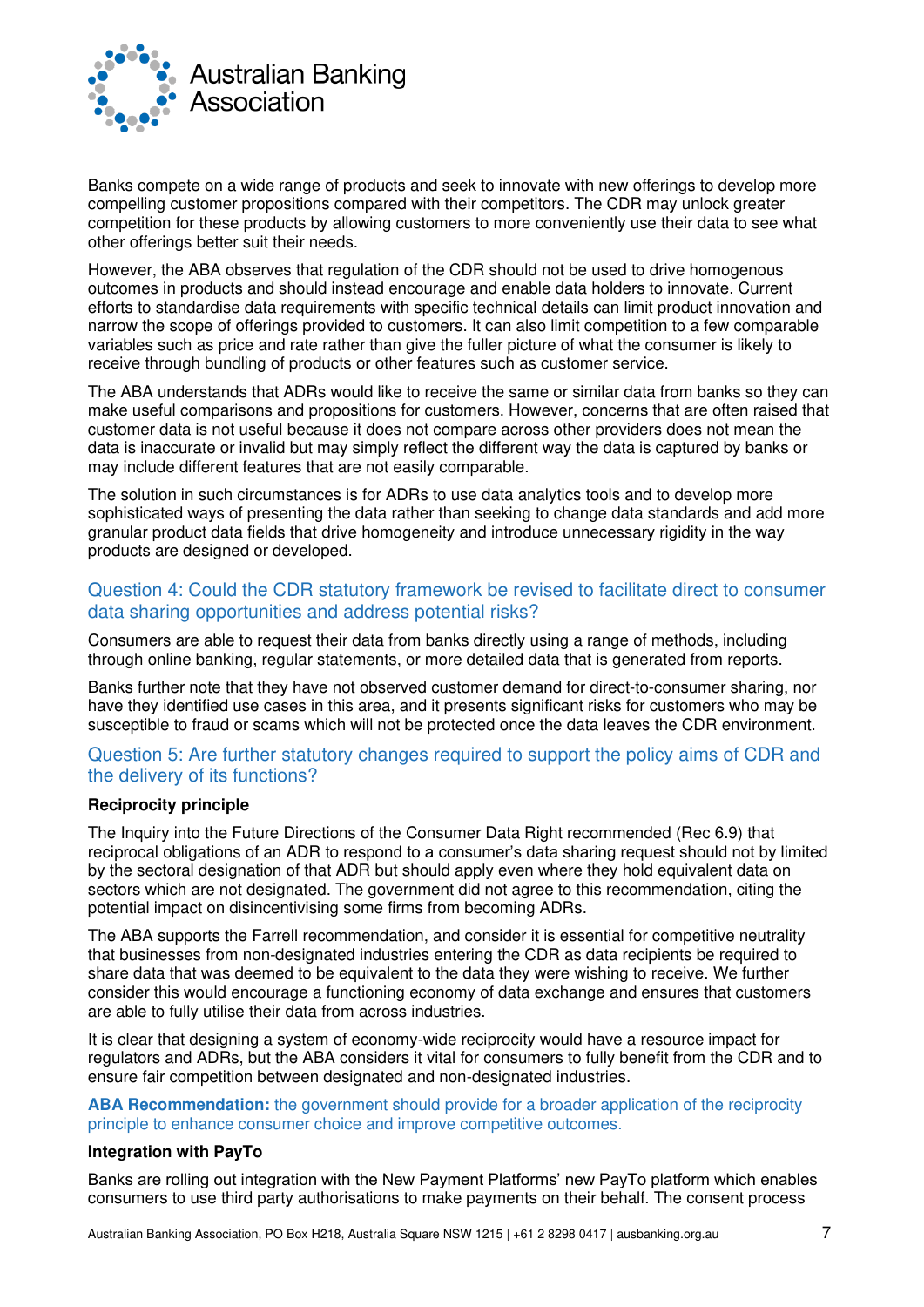Banks compete on a wide range of products and seek to innovate with new offerings to develop more compelling customer propositions compared with their competitors. The CDR may unlock greater competition for these products by allowing customers to more conveniently use their data to see what other offerings better suit their needs.

However, the ABA observes that regulation of the CDR should not be used to drive homogenous outcomes in products and should instead encourage and enable data holders to innovate. Current efforts to standardise data requirements with specific technical details can limit product innovation and narrow the scope of offerings provided to customers. It can also limit competition to a few comparable variables such as price and rate rather than give the fuller picture of what the consumer is likely to receive through bundling of products or other features such as customer service.

The ABA understands that ADRs would like to receive the same or similar data from banks so they can make useful comparisons and propositions for customers. However, concerns that are often raised that customer data is not useful because it does not compare across other providers does not mean the data is inaccurate or invalid but may simply reflect the different way the data is captured by banks or may include different features that are not easily comparable.

The solution in such circumstances is for ADRs to use data analytics tools and to develop more sophisticated ways of presenting the data rather than seeking to change data standards and add more granular product data fields that drive homogeneity and introduce unnecessary rigidity in the way products are designed or developed.

## Question 4: Could the CDR statutory framework be revised to facilitate direct to consumer data sharing opportunities and address potential risks?

Consumers are able to request their data from banks directly using a range of methods, including through online banking, regular statements, or more detailed data that is generated from reports.

Banks further note that they have not observed customer demand for direct-to-consumer sharing, nor have they identified use cases in this area, and it presents significant risks for customers who may be susceptible to fraud or scams which will not be protected once the data leaves the CDR environment.

## Question 5: Are further statutory changes required to support the policy aims of CDR and the delivery of its functions?

**Reciprocity principle**

The Inquiry into the Future Directions of the Consumer Data Right recommended (Rec 6.9) that reciprocal obligations of an ADR to respond to a consumer's data sharing request should not by limited by the sectoral designation of that ADR but should apply even where they hold equivalent data on sectors which are not designated. The government did not agree to this recommendation, citing the potential impact on disincentivising some firms from becoming ADRs.

The ABA supports the Farrell recommendation, and consider it is essential for competitive neutrality that businesses from non-designated industries entering the CDR as data recipients be required to share data that was deemed to be equivalent to the data they were wishing to receive. We further consider this would encourage a functioning economy of data exchange and ensures that customers are able to fully utilise their data from across industries.

It is clear that designing a system of economy-wide reciprocity would have a resource impact for regulators and ADRs, but the ABA considers it vital for consumers to fully benefit from the CDR and to ensure fair competition between designated and non-designated industries.

**ABA Recommendation:** the government should provide for a broader application of the reciprocity principle to enhance consumer choice and improve competitive outcomes.

**Integration with PayTo**

Banks are rolling out integration with the New Payment Platforms' new PayTo platform which enables consumers to use third party authorisations to make payments on their behalf. The consent process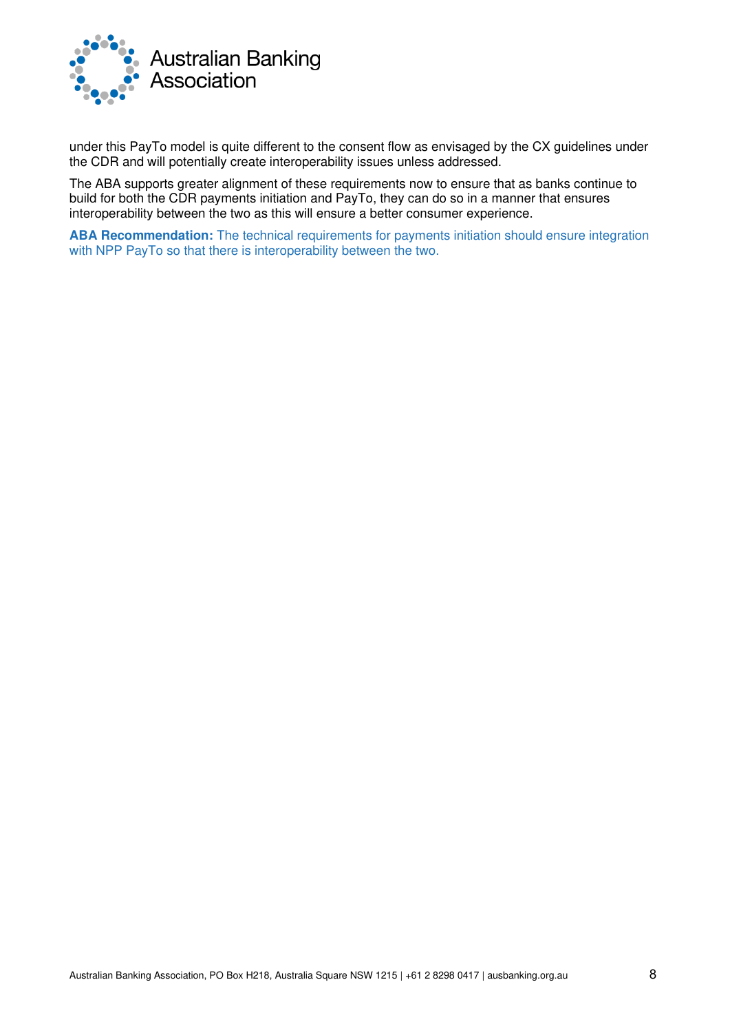under this PayTo model is quite different to the consent flow as envisaged by the CX guidelines under the CDR and will potentially create interoperability issues unless addressed.

The ABA supports greater alignment of these requirements now to ensure that as banks continue to build for both the CDR payments initiation and PayTo, they can do so in a manner that ensures interoperability between the two as this will ensure a better consumer experience.

**ABA Recommendation:** The technical requirements for payments initiation should ensure integration with NPP PayTo so that there is interoperability between the two.